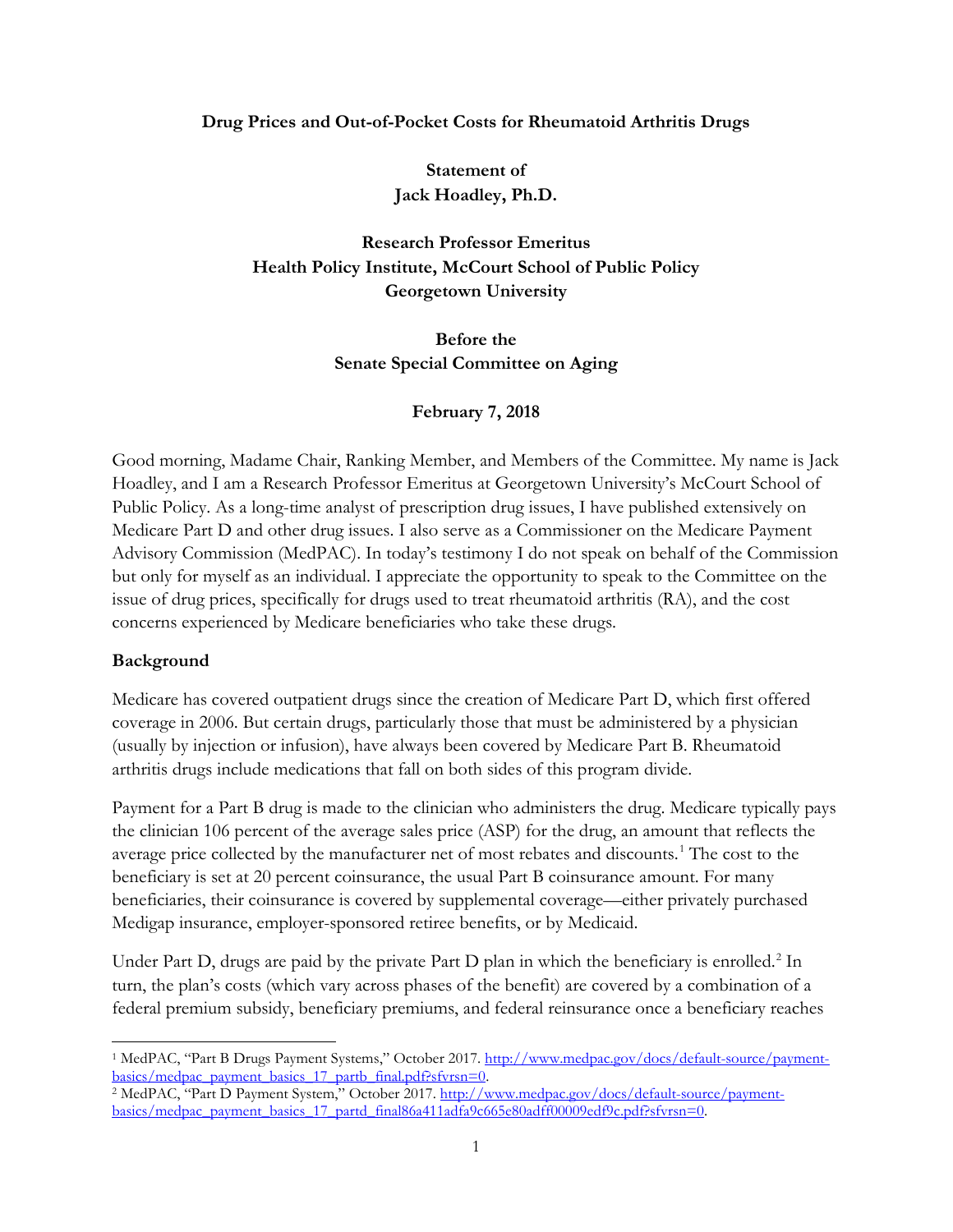**Drug Prices and Out-of-Pocket Costs for Rheumatoid Arthritis Drugs**

**Statement of**
**Jack Hoadley, Ph.D.**

**Research Professor Emeritus**
**Health Policy Institute, McCourt School of Public Policy**
**Georgetown University**

**Before the**
**Senate Special Committee on Aging**

**February 7, 2018**

Good morning, Madame Chair, Ranking Member, and Members of the Committee. My name is Jack Hoadley, and I am a Research Professor Emeritus at Georgetown University's McCourt School of Public Policy. As a long-time analyst of prescription drug issues, I have published extensively on Medicare Part D and other drug issues. I also serve as a Commissioner on the Medicare Payment Advisory Commission (MedPAC). In today's testimony I do not speak on behalf of the Commission but only for myself as an individual. I appreciate the opportunity to speak to the Committee on the issue of drug prices, specifically for drugs used to treat rheumatoid arthritis (RA), and the cost concerns experienced by Medicare beneficiaries who take these drugs.

**Background**

Medicare has covered outpatient drugs since the creation of Medicare Part D, which first offered coverage in 2006. But certain drugs, particularly those that must be administered by a physician (usually by injection or infusion), have always been covered by Medicare Part B. Rheumatoid arthritis drugs include medications that fall on both sides of this program divide.

Payment for a Part B drug is made to the clinician who administers the drug. Medicare typically pays the clinician 106 percent of the average sales price (ASP) for the drug, an amount that reflects the average price collected by the manufacturer net of most rebates and discounts.[1] The cost to the beneficiary is set at 20 percent coinsurance, the usual Part B coinsurance amount. For many beneficiaries, their coinsurance is covered by supplemental coverage—either privately purchased Medigap insurance, employer-sponsored retiree benefits, or by Medicaid.

Under Part D, drugs are paid by the private Part D plan in which the beneficiary is enrolled.[2] In turn, the plan's costs (which vary across phases of the benefit) are covered by a combination of a federal premium subsidy, beneficiary premiums, and federal reinsurance once a beneficiary reaches

---

[1] MedPAC, "Part B Drugs Payment Systems," October 2017. http://www.medpac.gov/docs/default-source/payment-basics/medpac_payment_basics_17_partb_final.pdf?sfvrsn=0.

[2] MedPAC, "Part D Payment System," October 2017. http://www.medpac.gov/docs/default-source/payment-basics/medpac_payment_basics_17_partd_final86a411adfa9c665e80adff00009edf9c.pdf?sfvrsn=0.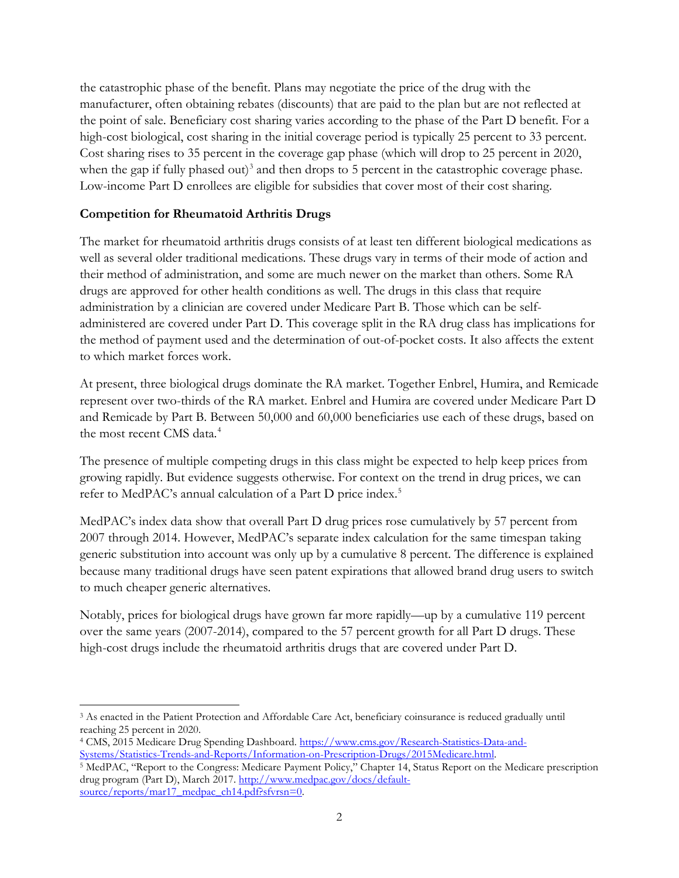the catastrophic phase of the benefit. Plans may negotiate the price of the drug with the manufacturer, often obtaining rebates (discounts) that are paid to the plan but are not reflected at the point of sale. Beneficiary cost sharing varies according to the phase of the Part D benefit. For a high-cost biological, cost sharing in the initial coverage period is typically 25 percent to 33 percent. Cost sharing rises to 35 percent in the coverage gap phase (which will drop to 25 percent in 2020, when the gap if fully phased out)[3] and then drops to 5 percent in the catastrophic coverage phase. Low-income Part D enrollees are eligible for subsidies that cover most of their cost sharing.

**Competition for Rheumatoid Arthritis Drugs**

The market for rheumatoid arthritis drugs consists of at least ten different biological medications as well as several older traditional medications. These drugs vary in terms of their mode of action and their method of administration, and some are much newer on the market than others. Some RA drugs are approved for other health conditions as well. The drugs in this class that require administration by a clinician are covered under Medicare Part B. Those which can be self-administered are covered under Part D. This coverage split in the RA drug class has implications for the method of payment used and the determination of out-of-pocket costs. It also affects the extent to which market forces work.

At present, three biological drugs dominate the RA market. Together Enbrel, Humira, and Remicade represent over two-thirds of the RA market. Enbrel and Humira are covered under Medicare Part D and Remicade by Part B. Between 50,000 and 60,000 beneficiaries use each of these drugs, based on the most recent CMS data.[4]

The presence of multiple competing drugs in this class might be expected to help keep prices from growing rapidly. But evidence suggests otherwise. For context on the trend in drug prices, we can refer to MedPAC's annual calculation of a Part D price index.[5]

MedPAC's index data show that overall Part D drug prices rose cumulatively by 57 percent from 2007 through 2014. However, MedPAC's separate index calculation for the same timespan taking generic substitution into account was only up by a cumulative 8 percent. The difference is explained because many traditional drugs have seen patent expirations that allowed brand drug users to switch to much cheaper generic alternatives.

Notably, prices for biological drugs have grown far more rapidly—up by a cumulative 119 percent over the same years (2007-2014), compared to the 57 percent growth for all Part D drugs. These high-cost drugs include the rheumatoid arthritis drugs that are covered under Part D.

---

[3] As enacted in the Patient Protection and Affordable Care Act, beneficiary coinsurance is reduced gradually until reaching 25 percent in 2020.

[4] CMS, 2015 Medicare Drug Spending Dashboard. https://www.cms.gov/Research-Statistics-Data-and-Systems/Statistics-Trends-and-Reports/Information-on-Prescription-Drugs/2015Medicare.html.

[5] MedPAC, "Report to the Congress: Medicare Payment Policy," Chapter 14, Status Report on the Medicare prescription drug program (Part D), March 2017. http://www.medpac.gov/docs/default-source/reports/mar17_medpac_ch14.pdf?sfvrsn=0.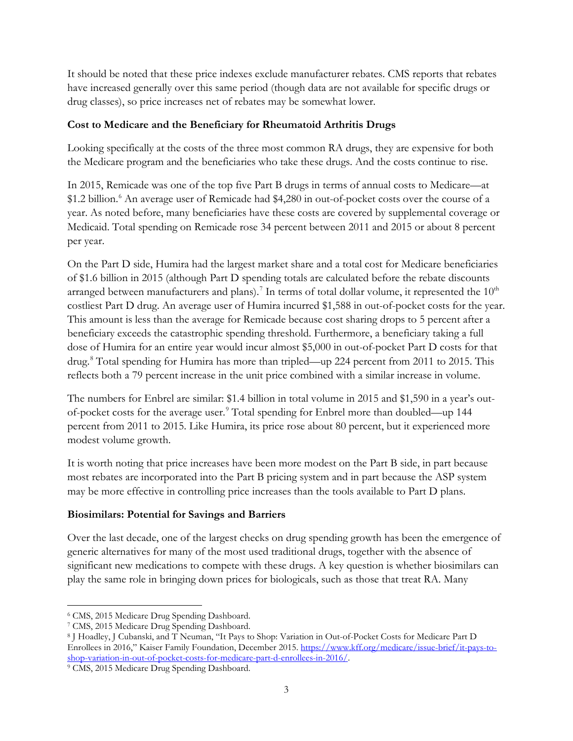It should be noted that these price indexes exclude manufacturer rebates. CMS reports that rebates have increased generally over this same period (though data are not available for specific drugs or drug classes), so price increases net of rebates may be somewhat lower.

**Cost to Medicare and the Beneficiary for Rheumatoid Arthritis Drugs**

Looking specifically at the costs of the three most common RA drugs, they are expensive for both the Medicare program and the beneficiaries who take these drugs. And the costs continue to rise.

In 2015, Remicade was one of the top five Part B drugs in terms of annual costs to Medicare—at \$1.2 billion.[6] An average user of Remicade had \$4,280 in out-of-pocket costs over the course of a year. As noted before, many beneficiaries have these costs are covered by supplemental coverage or Medicaid. Total spending on Remicade rose 34 percent between 2011 and 2015 or about 8 percent per year.

On the Part D side, Humira had the largest market share and a total cost for Medicare beneficiaries of \$1.6 billion in 2015 (although Part D spending totals are calculated before the rebate discounts arranged between manufacturers and plans).[7] In terms of total dollar volume, it represented the 10th costliest Part D drug. An average user of Humira incurred \$1,588 in out-of-pocket costs for the year. This amount is less than the average for Remicade because cost sharing drops to 5 percent after a beneficiary exceeds the catastrophic spending threshold. Furthermore, a beneficiary taking a full dose of Humira for an entire year would incur almost \$5,000 in out-of-pocket Part D costs for that drug.[8] Total spending for Humira has more than tripled—up 224 percent from 2011 to 2015. This reflects both a 79 percent increase in the unit price combined with a similar increase in volume.

The numbers for Enbrel are similar: \$1.4 billion in total volume in 2015 and \$1,590 in a year's out-of-pocket costs for the average user.[9] Total spending for Enbrel more than doubled—up 144 percent from 2011 to 2015. Like Humira, its price rose about 80 percent, but it experienced more modest volume growth.

It is worth noting that price increases have been more modest on the Part B side, in part because most rebates are incorporated into the Part B pricing system and in part because the ASP system may be more effective in controlling price increases than the tools available to Part D plans.

**Biosimilars: Potential for Savings and Barriers**

Over the last decade, one of the largest checks on drug spending growth has been the emergence of generic alternatives for many of the most used traditional drugs, together with the absence of significant new medications to compete with these drugs. A key question is whether biosimilars can play the same role in bringing down prices for biologicals, such as those that treat RA. Many

---

[6] CMS, 2015 Medicare Drug Spending Dashboard.

[7] CMS, 2015 Medicare Drug Spending Dashboard.

[8] J Hoadley, J Cubanski, and T Neuman, "It Pays to Shop: Variation in Out-of-Pocket Costs for Medicare Part D Enrollees in 2016," Kaiser Family Foundation, December 2015. https://www.kff.org/medicare/issue-brief/it-pays-to-shop-variation-in-out-of-pocket-costs-for-medicare-part-d-enrollees-in-2016/.

[9] CMS, 2015 Medicare Drug Spending Dashboard.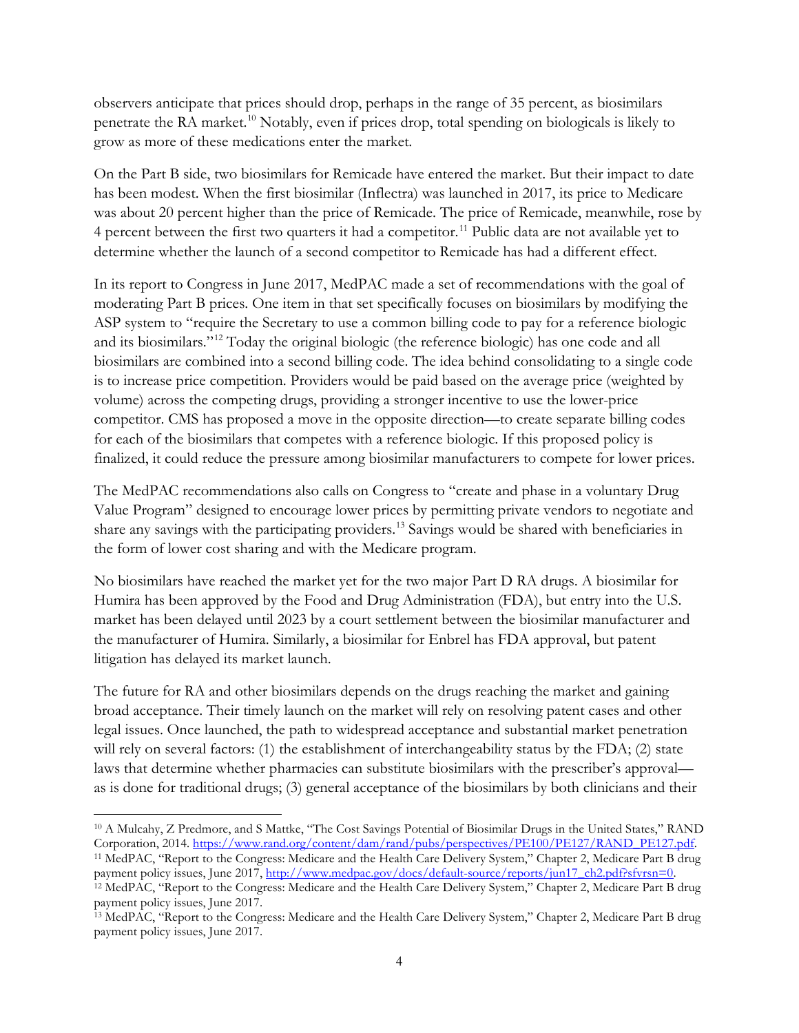observers anticipate that prices should drop, perhaps in the range of 35 percent, as biosimilars penetrate the RA market.[10] Notably, even if prices drop, total spending on biologicals is likely to grow as more of these medications enter the market.

On the Part B side, two biosimilars for Remicade have entered the market. But their impact to date has been modest. When the first biosimilar (Inflectra) was launched in 2017, its price to Medicare was about 20 percent higher than the price of Remicade. The price of Remicade, meanwhile, rose by 4 percent between the first two quarters it had a competitor.[11] Public data are not available yet to determine whether the launch of a second competitor to Remicade has had a different effect.

In its report to Congress in June 2017, MedPAC made a set of recommendations with the goal of moderating Part B prices. One item in that set specifically focuses on biosimilars by modifying the ASP system to "require the Secretary to use a common billing code to pay for a reference biologic and its biosimilars."[12] Today the original biologic (the reference biologic) has one code and all biosimilars are combined into a second billing code. The idea behind consolidating to a single code is to increase price competition. Providers would be paid based on the average price (weighted by volume) across the competing drugs, providing a stronger incentive to use the lower-price competitor. CMS has proposed a move in the opposite direction—to create separate billing codes for each of the biosimilars that competes with a reference biologic. If this proposed policy is finalized, it could reduce the pressure among biosimilar manufacturers to compete for lower prices.

The MedPAC recommendations also calls on Congress to "create and phase in a voluntary Drug Value Program" designed to encourage lower prices by permitting private vendors to negotiate and share any savings with the participating providers.[13] Savings would be shared with beneficiaries in the form of lower cost sharing and with the Medicare program.

No biosimilars have reached the market yet for the two major Part D RA drugs. A biosimilar for Humira has been approved by the Food and Drug Administration (FDA), but entry into the U.S. market has been delayed until 2023 by a court settlement between the biosimilar manufacturer and the manufacturer of Humira. Similarly, a biosimilar for Enbrel has FDA approval, but patent litigation has delayed its market launch.

The future for RA and other biosimilars depends on the drugs reaching the market and gaining broad acceptance. Their timely launch on the market will rely on resolving patent cases and other legal issues. Once launched, the path to widespread acceptance and substantial market penetration will rely on several factors: (1) the establishment of interchangeability status by the FDA; (2) state laws that determine whether pharmacies can substitute biosimilars with the prescriber's approval—as is done for traditional drugs; (3) general acceptance of the biosimilars by both clinicians and their

---

[10] A Mulcahy, Z Predmore, and S Mattke, "The Cost Savings Potential of Biosimilar Drugs in the United States," RAND Corporation, 2014. https://www.rand.org/content/dam/rand/pubs/perspectives/PE100/PE127/RAND_PE127.pdf.

[11] MedPAC, "Report to the Congress: Medicare and the Health Care Delivery System," Chapter 2, Medicare Part B drug payment policy issues, June 2017, http://www.medpac.gov/docs/default-source/reports/jun17_ch2.pdf?sfvrsn=0.

[12] MedPAC, "Report to the Congress: Medicare and the Health Care Delivery System," Chapter 2, Medicare Part B drug payment policy issues, June 2017.

[13] MedPAC, "Report to the Congress: Medicare and the Health Care Delivery System," Chapter 2, Medicare Part B drug payment policy issues, June 2017.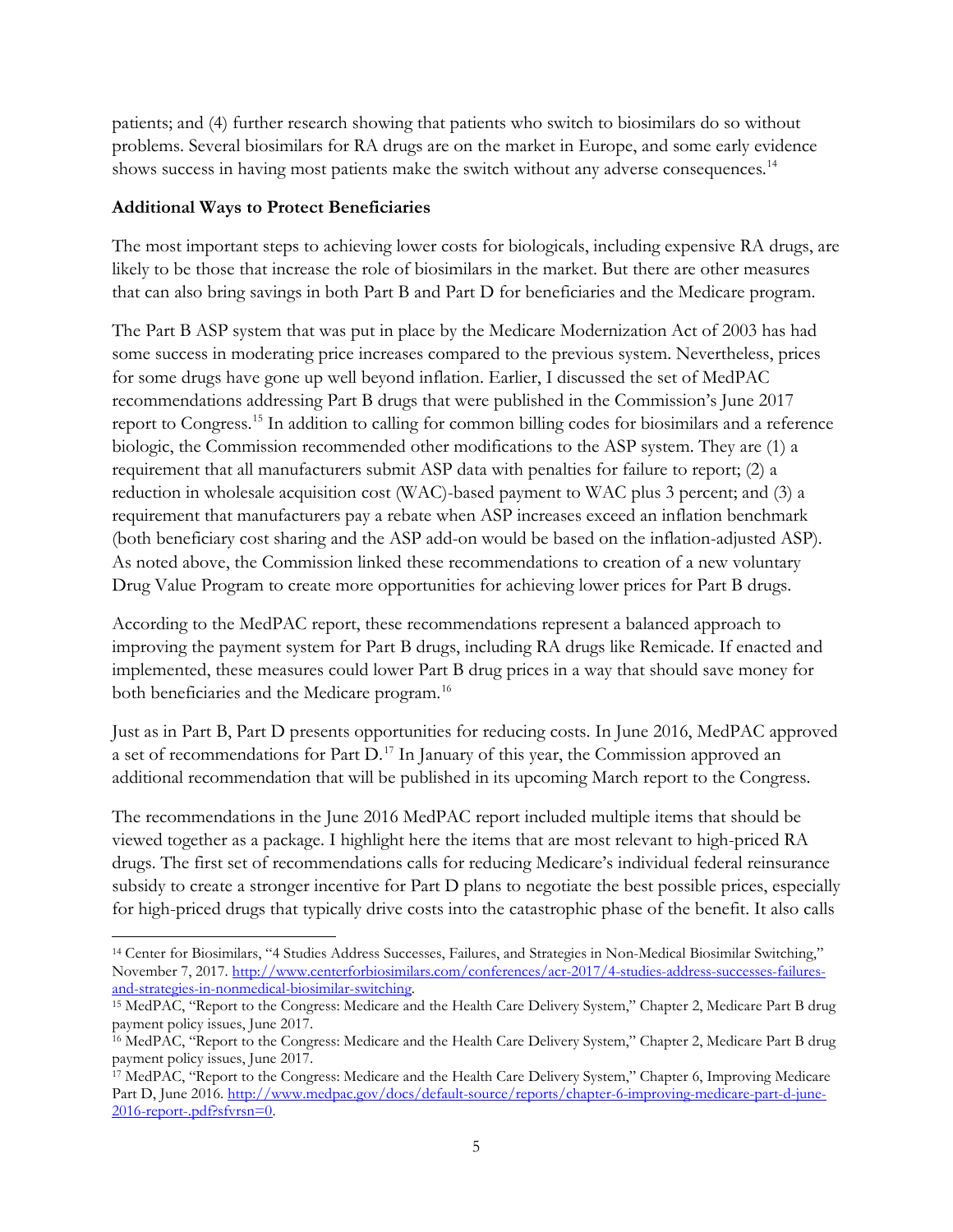patients; and (4) further research showing that patients who switch to biosimilars do so without problems. Several biosimilars for RA drugs are on the market in Europe, and some early evidence shows success in having most patients make the switch without any adverse consequences.[14]

**Additional Ways to Protect Beneficiaries**

The most important steps to achieving lower costs for biologicals, including expensive RA drugs, are likely to be those that increase the role of biosimilars in the market. But there are other measures that can also bring savings in both Part B and Part D for beneficiaries and the Medicare program.

The Part B ASP system that was put in place by the Medicare Modernization Act of 2003 has had some success in moderating price increases compared to the previous system. Nevertheless, prices for some drugs have gone up well beyond inflation. Earlier, I discussed the set of MedPAC recommendations addressing Part B drugs that were published in the Commission's June 2017 report to Congress.[15] In addition to calling for common billing codes for biosimilars and a reference biologic, the Commission recommended other modifications to the ASP system. They are (1) a requirement that all manufacturers submit ASP data with penalties for failure to report; (2) a reduction in wholesale acquisition cost (WAC)-based payment to WAC plus 3 percent; and (3) a requirement that manufacturers pay a rebate when ASP increases exceed an inflation benchmark (both beneficiary cost sharing and the ASP add-on would be based on the inflation-adjusted ASP). As noted above, the Commission linked these recommendations to creation of a new voluntary Drug Value Program to create more opportunities for achieving lower prices for Part B drugs.

According to the MedPAC report, these recommendations represent a balanced approach to improving the payment system for Part B drugs, including RA drugs like Remicade. If enacted and implemented, these measures could lower Part B drug prices in a way that should save money for both beneficiaries and the Medicare program.[16]

Just as in Part B, Part D presents opportunities for reducing costs. In June 2016, MedPAC approved a set of recommendations for Part D.[17] In January of this year, the Commission approved an additional recommendation that will be published in its upcoming March report to the Congress.

The recommendations in the June 2016 MedPAC report included multiple items that should be viewed together as a package. I highlight here the items that are most relevant to high-priced RA drugs. The first set of recommendations calls for reducing Medicare's individual federal reinsurance subsidy to create a stronger incentive for Part D plans to negotiate the best possible prices, especially for high-priced drugs that typically drive costs into the catastrophic phase of the benefit. It also calls

---

[14] Center for Biosimilars, "4 Studies Address Successes, Failures, and Strategies in Non-Medical Biosimilar Switching," November 7, 2017. http://www.centerforbiosimilars.com/conferences/acr-2017/4-studies-address-successes-failures-and-strategies-in-nonmedical-biosimilar-switching.

[15] MedPAC, "Report to the Congress: Medicare and the Health Care Delivery System," Chapter 2, Medicare Part B drug payment policy issues, June 2017.

[16] MedPAC, "Report to the Congress: Medicare and the Health Care Delivery System," Chapter 2, Medicare Part B drug payment policy issues, June 2017.

[17] MedPAC, "Report to the Congress: Medicare and the Health Care Delivery System," Chapter 6, Improving Medicare Part D, June 2016. http://www.medpac.gov/docs/default-source/reports/chapter-6-improving-medicare-part-d-june-2016-report-.pdf?sfvrsn=0.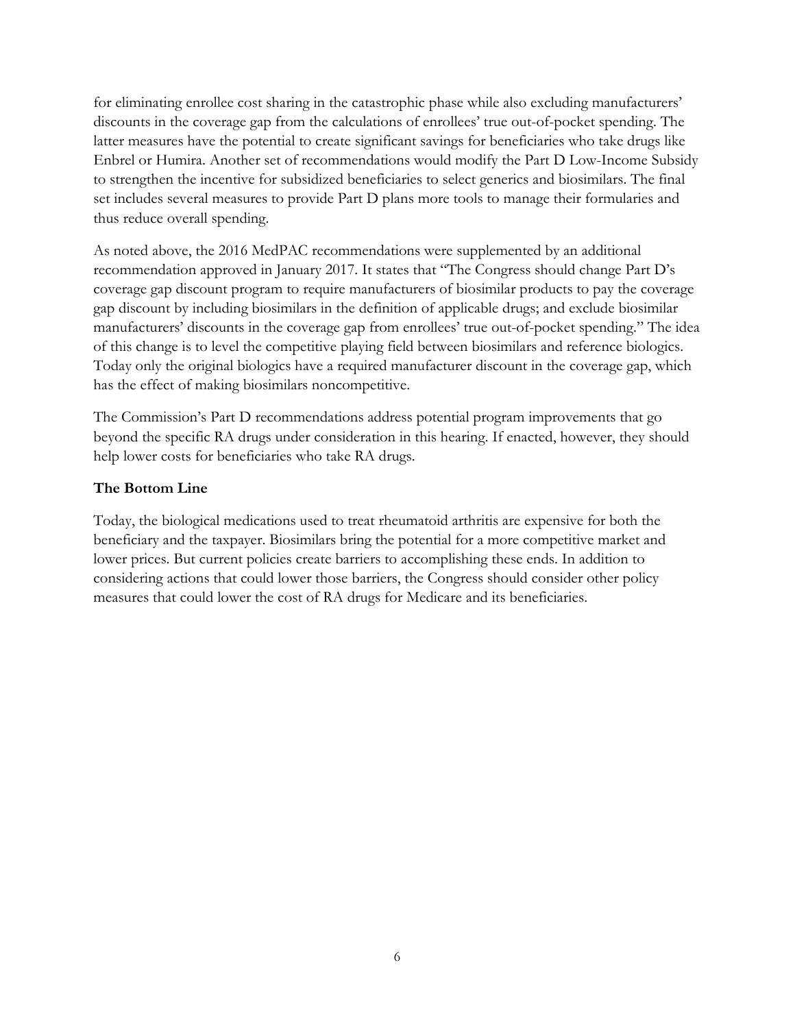for eliminating enrollee cost sharing in the catastrophic phase while also excluding manufacturers' discounts in the coverage gap from the calculations of enrollees' true out-of-pocket spending. The latter measures have the potential to create significant savings for beneficiaries who take drugs like Enbrel or Humira. Another set of recommendations would modify the Part D Low-Income Subsidy to strengthen the incentive for subsidized beneficiaries to select generics and biosimilars. The final set includes several measures to provide Part D plans more tools to manage their formularies and thus reduce overall spending.

As noted above, the 2016 MedPAC recommendations were supplemented by an additional recommendation approved in January 2017. It states that "The Congress should change Part D's coverage gap discount program to require manufacturers of biosimilar products to pay the coverage gap discount by including biosimilars in the definition of applicable drugs; and exclude biosimilar manufacturers' discounts in the coverage gap from enrollees' true out-of-pocket spending." The idea of this change is to level the competitive playing field between biosimilars and reference biologics. Today only the original biologics have a required manufacturer discount in the coverage gap, which has the effect of making biosimilars noncompetitive.

The Commission's Part D recommendations address potential program improvements that go beyond the specific RA drugs under consideration in this hearing. If enacted, however, they should help lower costs for beneficiaries who take RA drugs.

**The Bottom Line**

Today, the biological medications used to treat rheumatoid arthritis are expensive for both the beneficiary and the taxpayer. Biosimilars bring the potential for a more competitive market and lower prices. But current policies create barriers to accomplishing these ends. In addition to considering actions that could lower those barriers, the Congress should consider other policy measures that could lower the cost of RA drugs for Medicare and its beneficiaries.